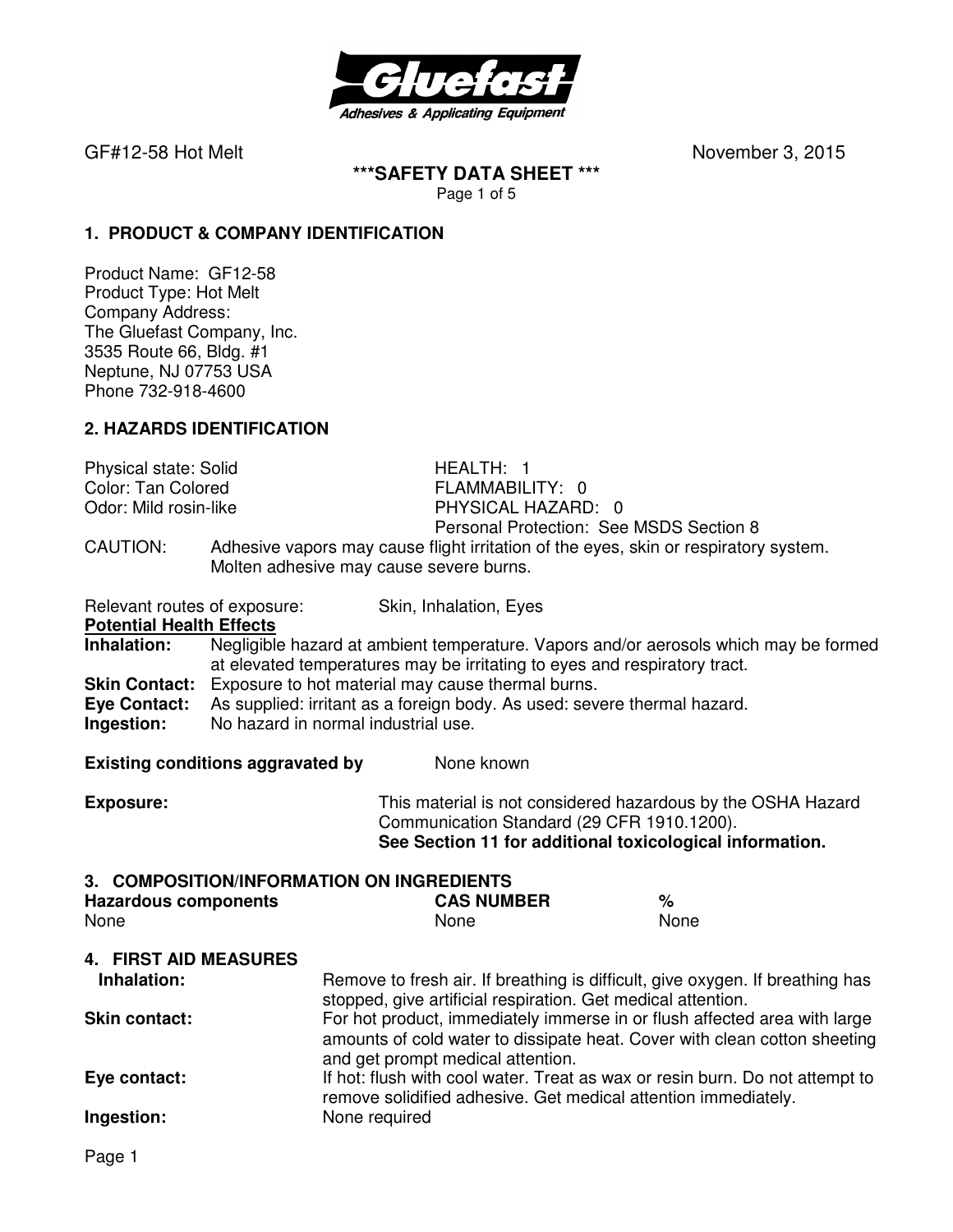Gluefast
Adhesives & Applicating Equipment

GF#12-58 Hot Melt November 3, 2015

**\*\*\*SAFETY DATA SHEET \*\*\***

## 1. PRODUCT & COMPANY IDENTIFICATION

Product Name: GF12-58
Product Type: Hot Melt
Company Address:
The Gluefast Company, Inc.
3535 Route 66, Bldg. #1
Neptune, NJ 07753 USA
Phone 732-918-4600

## 2. HAZARDS IDENTIFICATION

Physical state: Solid
Color: Tan Colored
Odor: Mild rosin-like

HEALTH: 1
FLAMMABILITY: 0
PHYSICAL HAZARD: 0
Personal Protection: See MSDS Section 8

CAUTION: Adhesive vapors may cause flight irritation of the eyes, skin or respiratory system. Molten adhesive may cause severe burns.

Relevant routes of exposure: Skin, Inhalation, Eyes

**Potential Health Effects**

**Inhalation:** Negligible hazard at ambient temperature. Vapors and/or aerosols which may be formed at elevated temperatures may be irritating to eyes and respiratory tract.
**Skin Contact:** Exposure to hot material may cause thermal burns.
**Eye Contact:** As supplied: irritant as a foreign body. As used: severe thermal hazard.
**Ingestion:** No hazard in normal industrial use.

**Existing conditions aggravated by** None known

**Exposure:** This material is not considered hazardous by the OSHA Hazard Communication Standard (29 CFR 1910.1200).
**See Section 11 for additional toxicological information.**

## 3. COMPOSITION/INFORMATION ON INGREDIENTS

| Hazardous components | CAS NUMBER | % |
|---|---|---|
| None | None | None |

## 4. FIRST AID MEASURES

**Inhalation:** Remove to fresh air. If breathing is difficult, give oxygen. If breathing has stopped, give artificial respiration. Get medical attention.

**Skin contact:** For hot product, immediately immerse in or flush affected area with large amounts of cold water to dissipate heat. Cover with clean cotton sheeting and get prompt medical attention.

**Eye contact:** If hot: flush with cool water. Treat as wax or resin burn. Do not attempt to remove solidified adhesive. Get medical attention immediately.

**Ingestion:** None required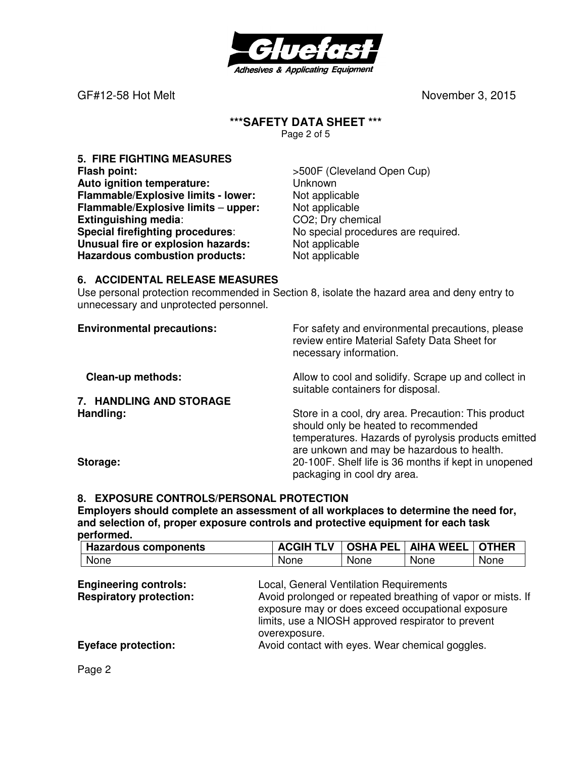## 5. FIRE FIGHTING MEASURES

**Flash point:** >500F (Cleveland Open Cup)
**Auto ignition temperature:** Unknown
**Flammable/Explosive limits - lower:** Not applicable
**Flammable/Explosive limits – upper:** Not applicable
**Extinguishing media**: $CO_2$; Dry chemical
**Special firefighting procedures**: No special procedures are required.
**Unusual fire or explosion hazards:** Not applicable
**Hazardous combustion products:** Not applicable

## 6. ACCIDENTAL RELEASE MEASURES

Use personal protection recommended in Section 8, isolate the hazard area and deny entry to unnecessary and unprotected personnel.

**Environmental precautions:** For safety and environmental precautions, please review entire Material Safety Data Sheet for necessary information.

**Clean-up methods:** Allow to cool and solidify. Scrape up and collect in suitable containers for disposal.

## 7. HANDLING AND STORAGE

**Handling:** Store in a cool, dry area. Precaution: This product should only be heated to recommended temperatures. Hazards of pyrolysis products emitted are unkown and may be hazardous to health.

**Storage:** 20-100F. Shelf life is 36 months if kept in unopened packaging in cool dry area.

## 8. EXPOSURE CONTROLS/PERSONAL PROTECTION

**Employers should complete an assessment of all workplaces to determine the need for, and selection of, proper exposure controls and protective equipment for each task performed.**

| Hazardous components | ACGIH TLV | OSHA PEL | AIHA WEEL | OTHER |
|---|---|---|---|---|
| None | None | None | None | None |

**Engineering controls:** Local, General Ventilation Requirements

**Respiratory protection:** Avoid prolonged or repeated breathing of vapor or mists. If exposure may or does exceed occupational exposure limits, use a NIOSH approved respirator to prevent overexposure.

**Eyeface protection:** Avoid contact with eyes. Wear chemical goggles.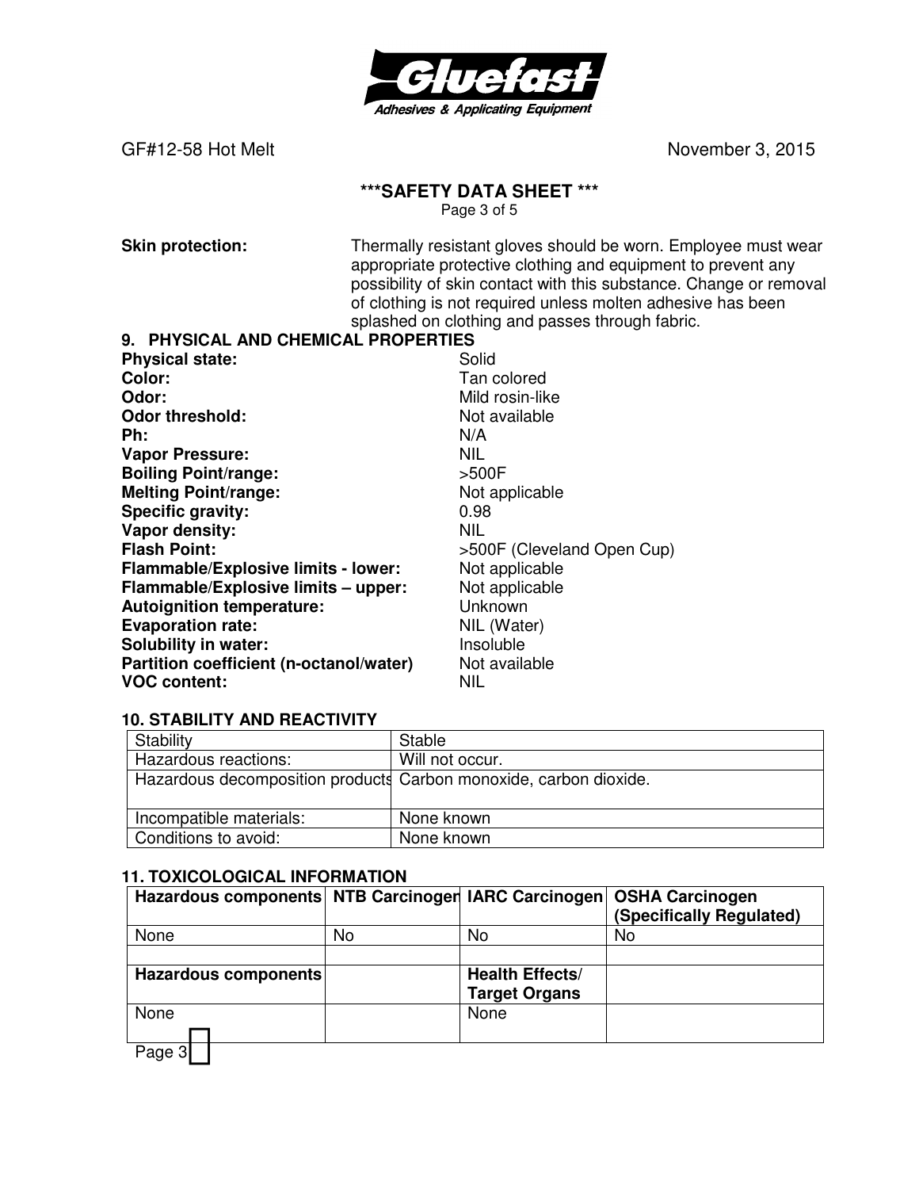**Skin protection:** Thermally resistant gloves should be worn. Employee must wear appropriate protective clothing and equipment to prevent any possibility of skin contact with this substance. Change or removal of clothing is not required unless molten adhesive has been splashed on clothing and passes through fabric.

## 9. PHYSICAL AND CHEMICAL PROPERTIES

**Physical state:** Solid
**Color:** Tan colored
**Odor:** Mild rosin-like
**Odor threshold:** Not available
**Ph:** N/A
**Vapor Pressure:** NIL
**Boiling Point/range:** >500F
**Melting Point/range:** Not applicable
**Specific gravity:** 0.98
**Vapor density:** NIL
**Flash Point:** >500F (Cleveland Open Cup)
**Flammable/Explosive limits - lower:** Not applicable
**Flammable/Explosive limits – upper:** Not applicable
**Autoignition temperature:** Unknown
**Evaporation rate:** NIL (Water)
**Solubility in water:** Insoluble
**Partition coefficient (n-octanol/water)** Not available
**VOC content:** NIL

## 10. STABILITY AND REACTIVITY

| Stability | Stable |
|---|---|
| Hazardous reactions: | Will not occur. |
| Hazardous decomposition products | Carbon monoxide, carbon dioxide. |
| Incompatible materials: | None known |
| Conditions to avoid: | None known |

## 11. TOXICOLOGICAL INFORMATION

| Hazardous components | NTB Carcinogen | IARC Carcinogen | OSHA Carcinogen (Specifically Regulated) |
|---|---|---|---|
| None | No | No | No |
| | | | |
| **Hazardous components** | | **Health Effects/ Target Organs** | |
| None | | None | |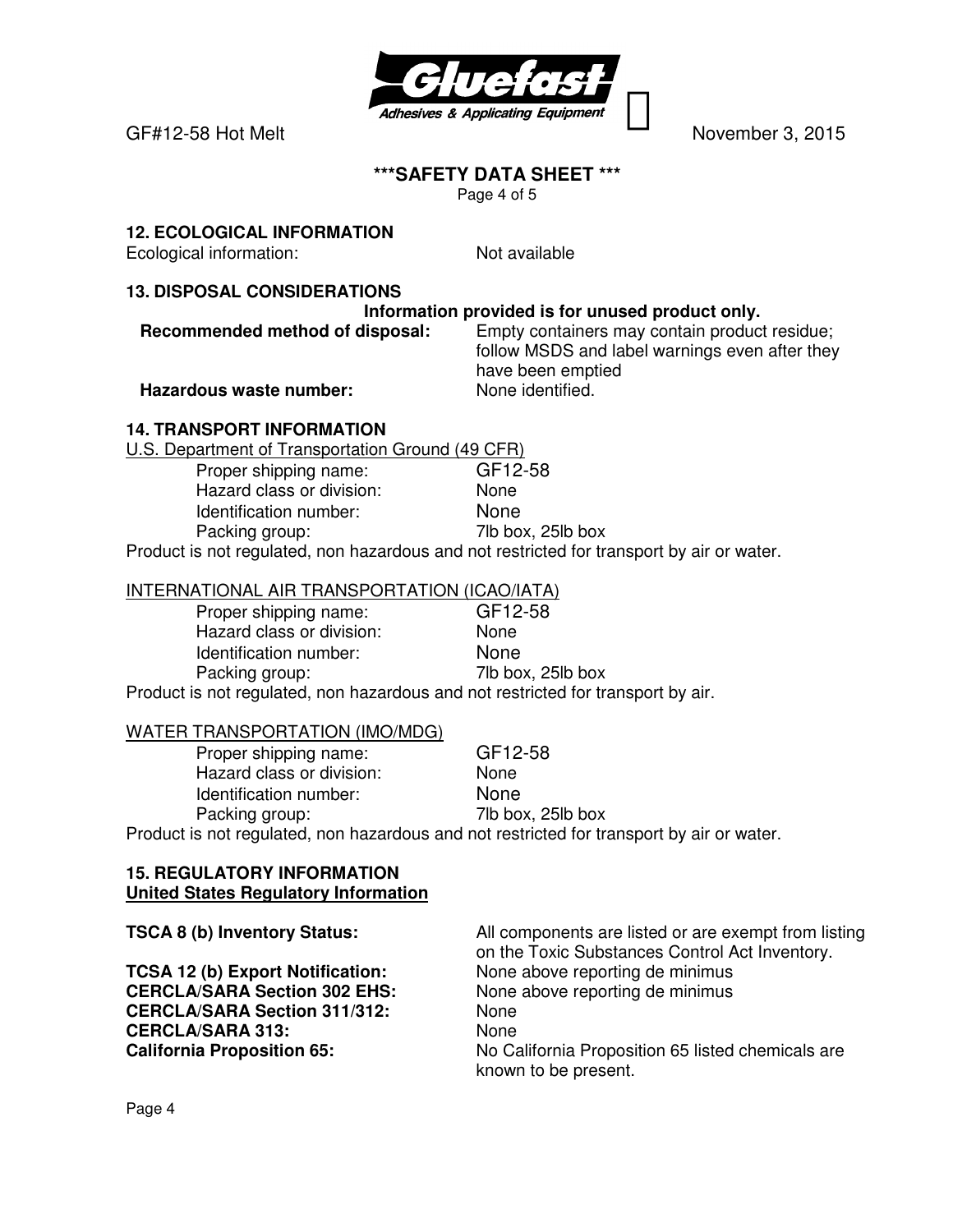## 12. ECOLOGICAL INFORMATION

Ecological information: Not available

## 13. DISPOSAL CONSIDERATIONS

**Information provided is for unused product only.**

| | |
|---|---|
| **Recommended method of disposal:** | Empty containers may contain product residue; follow MSDS and label warnings even after they have been emptied |
| **Hazardous waste number:** | None identified. |

## 14. TRANSPORT INFORMATION

U.S. Department of Transportation Ground (49 CFR)

| | |
|---|---|
| Proper shipping name: | GF12-58 |
| Hazard class or division: | None |
| Identification number: | None |
| Packing group: | 7lb box, 25lb box |

Product is not regulated, non hazardous and not restricted for transport by air or water.

INTERNATIONAL AIR TRANSPORTATION (ICAO/IATA)

| | |
|---|---|
| Proper shipping name: | GF12-58 |
| Hazard class or division: | None |
| Identification number: | None |
| Packing group: | 7lb box, 25lb box |

Product is not regulated, non hazardous and not restricted for transport by air.

WATER TRANSPORTATION (IMO/MDG)

| | |
|---|---|
| Proper shipping name: | GF12-58 |
| Hazard class or division: | None |
| Identification number: | None |
| Packing group: | 7lb box, 25lb box |

Product is not regulated, non hazardous and not restricted for transport by air or water.

## 15. REGULATORY INFORMATION

**United States Regulatory Information**

| | |
|---|---|
| **TSCA 8 (b) Inventory Status:** | All components are listed or are exempt from listing on the Toxic Substances Control Act Inventory. |
| **TCSA 12 (b) Export Notification:** | None above reporting de minimus |
| **CERCLA/SARA Section 302 EHS:** | None above reporting de minimus |
| **CERCLA/SARA Section 311/312:** | None |
| **CERCLA/SARA 313:** | None |
| **California Proposition 65:** | No California Proposition 65 listed chemicals are known to be present. |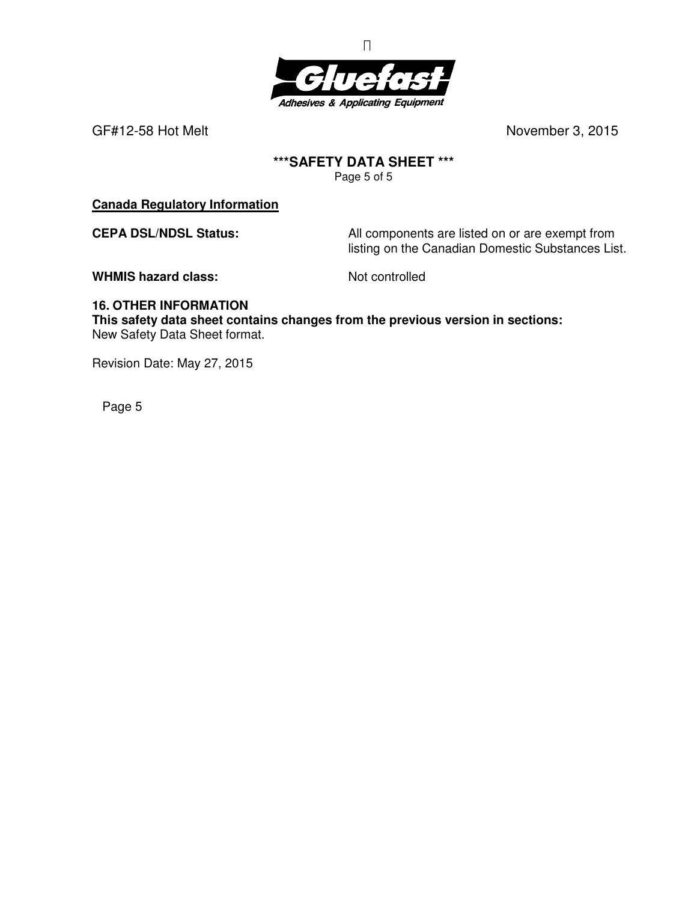## Canada Regulatory Information

**CEPA DSL/NDSL Status:** All components are listed on or are exempt from listing on the Canadian Domestic Substances List.

**WHMIS hazard class:** Not controlled

## 16. OTHER INFORMATION

**This safety data sheet contains changes from the previous version in sections:**
New Safety Data Sheet format.

Revision Date: May 27, 2015